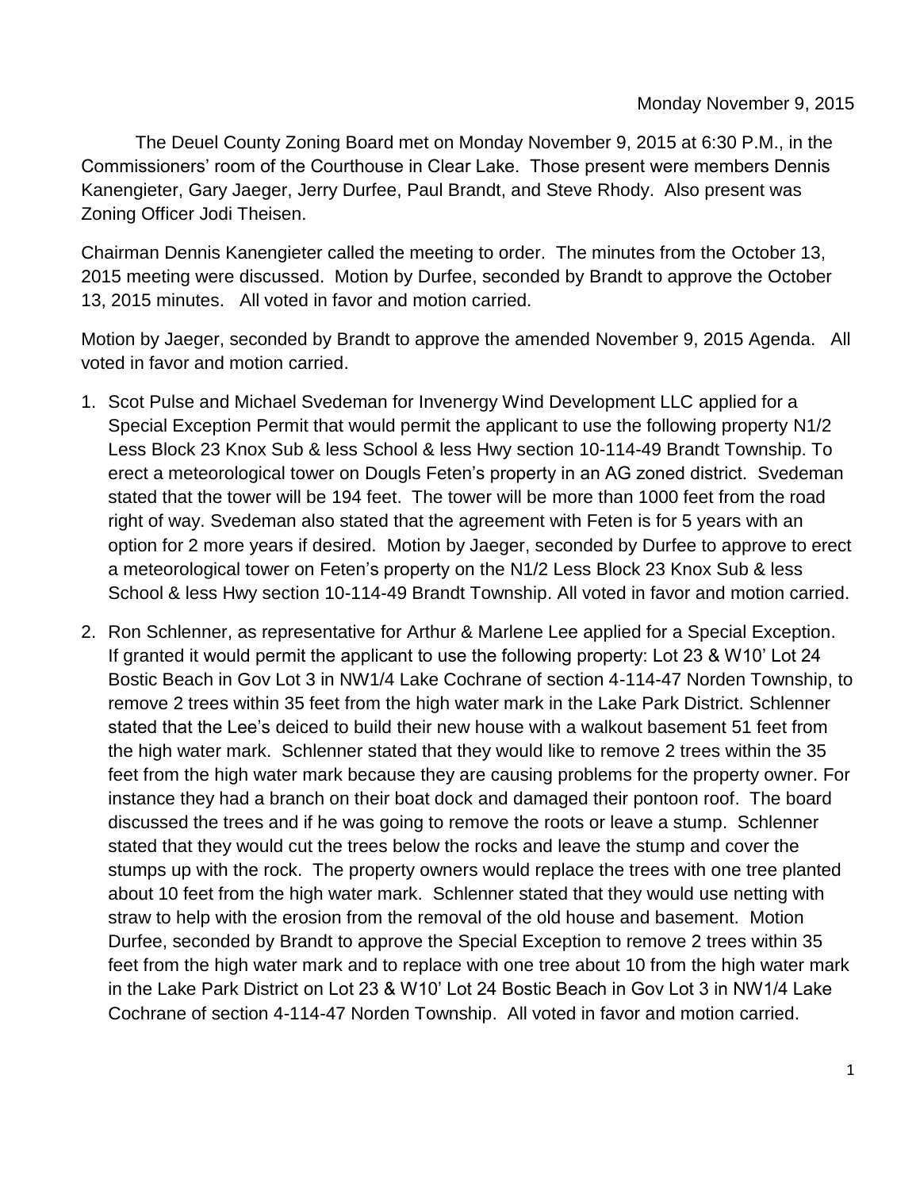Monday November 9, 2015

The Deuel County Zoning Board met on Monday November 9, 2015 at 6:30 P.M., in the Commissioners' room of the Courthouse in Clear Lake. Those present were members Dennis Kanengieter, Gary Jaeger, Jerry Durfee, Paul Brandt, and Steve Rhody. Also present was Zoning Officer Jodi Theisen.

Chairman Dennis Kanengieter called the meeting to order. The minutes from the October 13, 2015 meeting were discussed. Motion by Durfee, seconded by Brandt to approve the October 13, 2015 minutes. All voted in favor and motion carried.

Motion by Jaeger, seconded by Brandt to approve the amended November 9, 2015 Agenda. All voted in favor and motion carried.

1. Scot Pulse and Michael Svedeman for Invenergy Wind Development LLC applied for a Special Exception Permit that would permit the applicant to use the following property N1/2 Less Block 23 Knox Sub & less School & less Hwy section 10-114-49 Brandt Township. To erect a meteorological tower on Dougls Feten's property in an AG zoned district. Svedeman stated that the tower will be 194 feet. The tower will be more than 1000 feet from the road right of way. Svedeman also stated that the agreement with Feten is for 5 years with an option for 2 more years if desired. Motion by Jaeger, seconded by Durfee to approve to erect a meteorological tower on Feten's property on the N1/2 Less Block 23 Knox Sub & less School & less Hwy section 10-114-49 Brandt Township. All voted in favor and motion carried.

2. Ron Schlenner, as representative for Arthur & Marlene Lee applied for a Special Exception. If granted it would permit the applicant to use the following property: Lot 23 & W10' Lot 24 Bostic Beach in Gov Lot 3 in NW1/4 Lake Cochrane of section 4-114-47 Norden Township, to remove 2 trees within 35 feet from the high water mark in the Lake Park District. Schlenner stated that the Lee's deiced to build their new house with a walkout basement 51 feet from the high water mark. Schlenner stated that they would like to remove 2 trees within the 35 feet from the high water mark because they are causing problems for the property owner. For instance they had a branch on their boat dock and damaged their pontoon roof. The board discussed the trees and if he was going to remove the roots or leave a stump. Schlenner stated that they would cut the trees below the rocks and leave the stump and cover the stumps up with the rock. The property owners would replace the trees with one tree planted about 10 feet from the high water mark. Schlenner stated that they would use netting with straw to help with the erosion from the removal of the old house and basement. Motion Durfee, seconded by Brandt to approve the Special Exception to remove 2 trees within 35 feet from the high water mark and to replace with one tree about 10 from the high water mark in the Lake Park District on Lot 23 & W10' Lot 24 Bostic Beach in Gov Lot 3 in NW1/4 Lake Cochrane of section 4-114-47 Norden Township. All voted in favor and motion carried.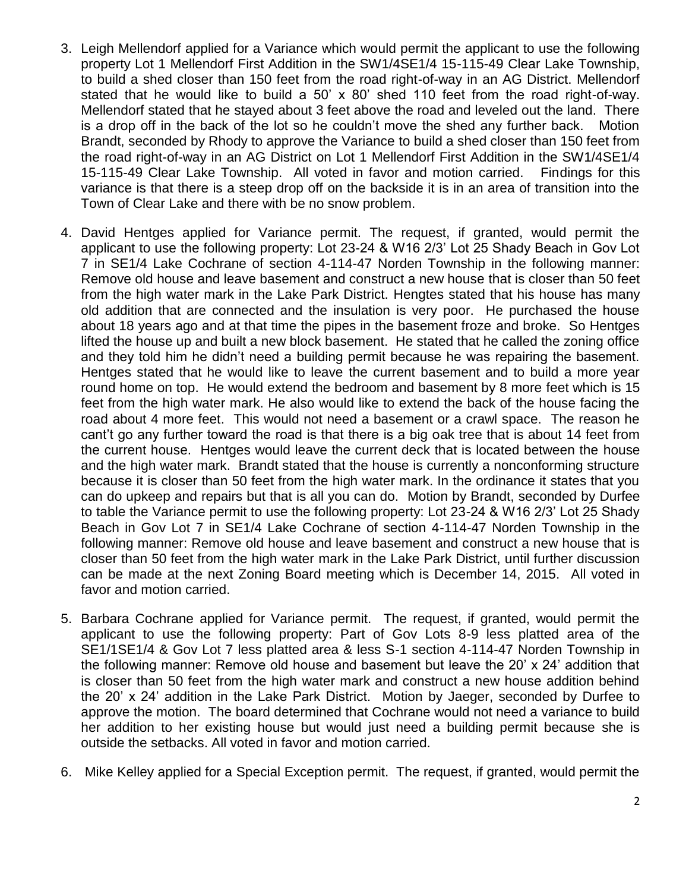3. Leigh Mellendorf applied for a Variance which would permit the applicant to use the following property Lot 1 Mellendorf First Addition in the SW1/4SE1/4 15-115-49 Clear Lake Township, to build a shed closer than 150 feet from the road right-of-way in an AG District. Mellendorf stated that he would like to build a 50' x 80' shed 110 feet from the road right-of-way. Mellendorf stated that he stayed about 3 feet above the road and leveled out the land. There is a drop off in the back of the lot so he couldn't move the shed any further back. Motion Brandt, seconded by Rhody to approve the Variance to build a shed closer than 150 feet from the road right-of-way in an AG District on Lot 1 Mellendorf First Addition in the SW1/4SE1/4 15-115-49 Clear Lake Township. All voted in favor and motion carried. Findings for this variance is that there is a steep drop off on the backside it is in an area of transition into the Town of Clear Lake and there with be no snow problem.

4. David Hentges applied for Variance permit. The request, if granted, would permit the applicant to use the following property: Lot 23-24 & W16 2/3' Lot 25 Shady Beach in Gov Lot 7 in SE1/4 Lake Cochrane of section 4-114-47 Norden Township in the following manner: Remove old house and leave basement and construct a new house that is closer than 50 feet from the high water mark in the Lake Park District. Hengtes stated that his house has many old addition that are connected and the insulation is very poor. He purchased the house about 18 years ago and at that time the pipes in the basement froze and broke. So Hentges lifted the house up and built a new block basement. He stated that he called the zoning office and they told him he didn't need a building permit because he was repairing the basement. Hentges stated that he would like to leave the current basement and to build a more year round home on top. He would extend the bedroom and basement by 8 more feet which is 15 feet from the high water mark. He also would like to extend the back of the house facing the road about 4 more feet. This would not need a basement or a crawl space. The reason he cant't go any further toward the road is that there is a big oak tree that is about 14 feet from the current house. Hentges would leave the current deck that is located between the house and the high water mark. Brandt stated that the house is currently a nonconforming structure because it is closer than 50 feet from the high water mark. In the ordinance it states that you can do upkeep and repairs but that is all you can do. Motion by Brandt, seconded by Durfee to table the Variance permit to use the following property: Lot 23-24 & W16 2/3' Lot 25 Shady Beach in Gov Lot 7 in SE1/4 Lake Cochrane of section 4-114-47 Norden Township in the following manner: Remove old house and leave basement and construct a new house that is closer than 50 feet from the high water mark in the Lake Park District, until further discussion can be made at the next Zoning Board meeting which is December 14, 2015. All voted in favor and motion carried.

5. Barbara Cochrane applied for Variance permit. The request, if granted, would permit the applicant to use the following property: Part of Gov Lots 8-9 less platted area of the SE1/1SE1/4 & Gov Lot 7 less platted area & less S-1 section 4-114-47 Norden Township in the following manner: Remove old house and basement but leave the 20' x 24' addition that is closer than 50 feet from the high water mark and construct a new house addition behind the 20' x 24' addition in the Lake Park District. Motion by Jaeger, seconded by Durfee to approve the motion. The board determined that Cochrane would not need a variance to build her addition to her existing house but would just need a building permit because she is outside the setbacks. All voted in favor and motion carried.

6. Mike Kelley applied for a Special Exception permit. The request, if granted, would permit the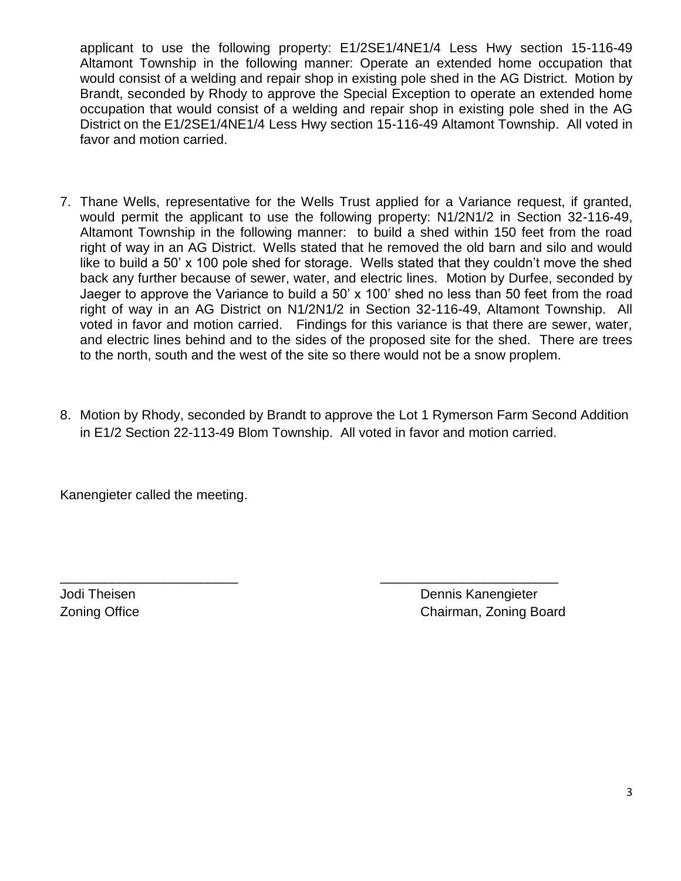applicant to use the following property: E1/2SE1/4NE1/4 Less Hwy section 15-116-49 Altamont Township in the following manner: Operate an extended home occupation that would consist of a welding and repair shop in existing pole shed in the AG District. Motion by Brandt, seconded by Rhody to approve the Special Exception to operate an extended home occupation that would consist of a welding and repair shop in existing pole shed in the AG District on the E1/2SE1/4NE1/4 Less Hwy section 15-116-49 Altamont Township. All voted in favor and motion carried.

7. Thane Wells, representative for the Wells Trust applied for a Variance request, if granted, would permit the applicant to use the following property: N1/2N1/2 in Section 32-116-49, Altamont Township in the following manner: to build a shed within 150 feet from the road right of way in an AG District. Wells stated that he removed the old barn and silo and would like to build a 50' x 100 pole shed for storage. Wells stated that they couldn't move the shed back any further because of sewer, water, and electric lines. Motion by Durfee, seconded by Jaeger to approve the Variance to build a 50' x 100' shed no less than 50 feet from the road right of way in an AG District on N1/2N1/2 in Section 32-116-49, Altamont Township. All voted in favor and motion carried. Findings for this variance is that there are sewer, water, and electric lines behind and to the sides of the proposed site for the shed. There are trees to the north, south and the west of the site so there would not be a snow proplem.

8. Motion by Rhody, seconded by Brandt to approve the Lot 1 Rymerson Farm Second Addition in E1/2 Section 22-113-49 Blom Township. All voted in favor and motion carried.

Kanengieter called the meeting.

\_\_\_\_\_\_\_\_\_\_\_\_\_\_\_\_\_\_\_\_\_\_\_\_ \_\_\_\_\_\_\_\_\_\_\_\_\_\_\_\_\_\_\_\_\_\_\_\_

Jodi Theisen
Zoning Office

Dennis Kanengieter
Chairman, Zoning Board